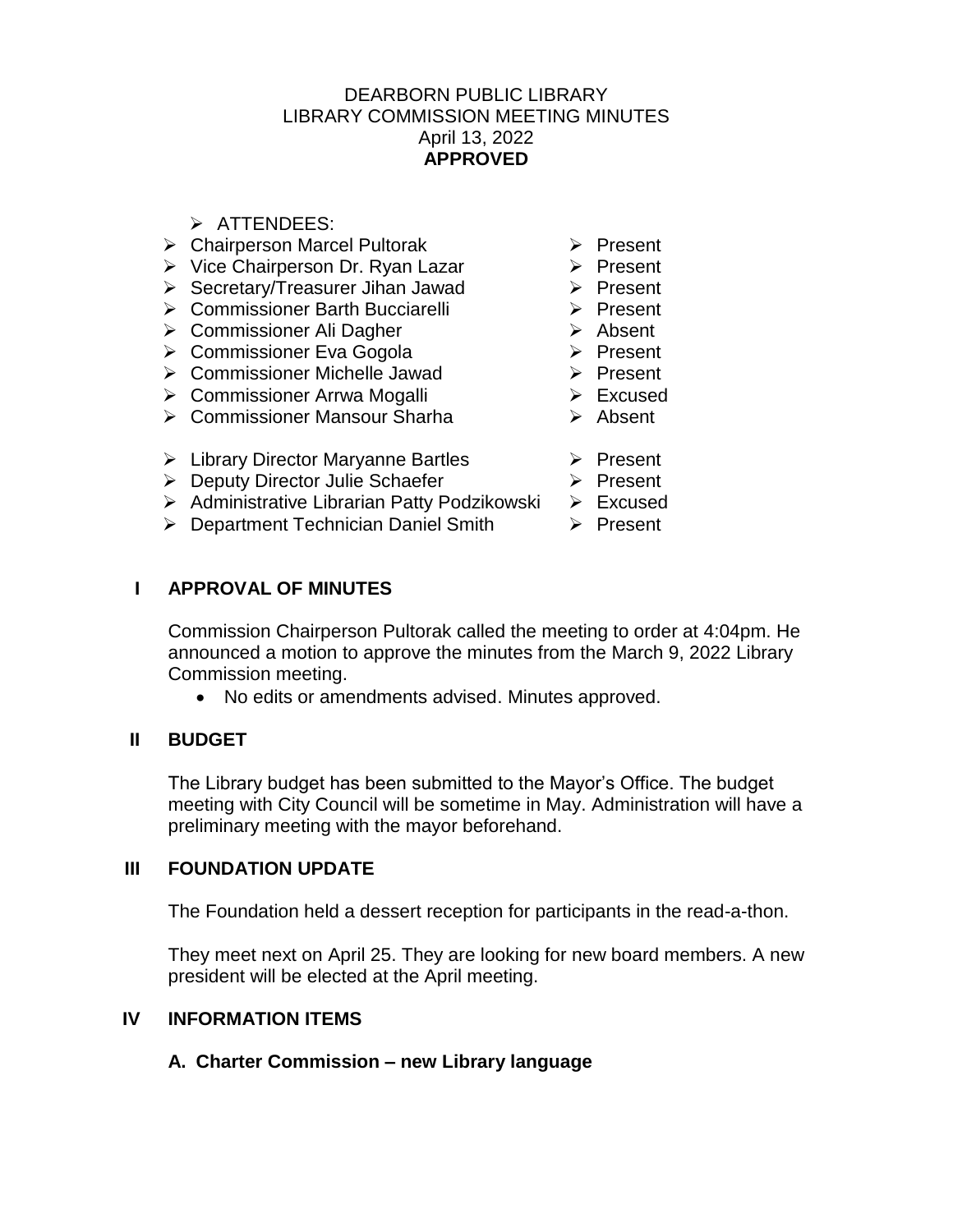DEARBORN PUBLIC LIBRARY
LIBRARY COMMISSION MEETING MINUTES
April 13, 2022
**APPROVED**

- ATTENDEES:

| | |
|---|---|
| Chairperson Marcel Pultorak | Present |
| Vice Chairperson Dr. Ryan Lazar | Present |
| Secretary/Treasurer Jihan Jawad | Present |
| Commissioner Barth Bucciarelli | Present |
| Commissioner Ali Dagher | Absent |
| Commissioner Eva Gogola | Present |
| Commissioner Michelle Jawad | Present |
| Commissioner Arrwa Mogalli | Excused |
| Commissioner Mansour Sharha | Absent |
| | |
| Library Director Maryanne Bartles | Present |
| Deputy Director Julie Schaefer | Present |
| Administrative Librarian Patty Podzikowski | Excused |
| Department Technician Daniel Smith | Present |

## I APPROVAL OF MINUTES

Commission Chairperson Pultorak called the meeting to order at 4:04pm. He announced a motion to approve the minutes from the March 9, 2022 Library Commission meeting.

- No edits or amendments advised. Minutes approved.

## II BUDGET

The Library budget has been submitted to the Mayor's Office. The budget meeting with City Council will be sometime in May. Administration will have a preliminary meeting with the mayor beforehand.

## III FOUNDATION UPDATE

The Foundation held a dessert reception for participants in the read-a-thon.

They meet next on April 25. They are looking for new board members. A new president will be elected at the April meeting.

## IV INFORMATION ITEMS

### A. Charter Commission – new Library language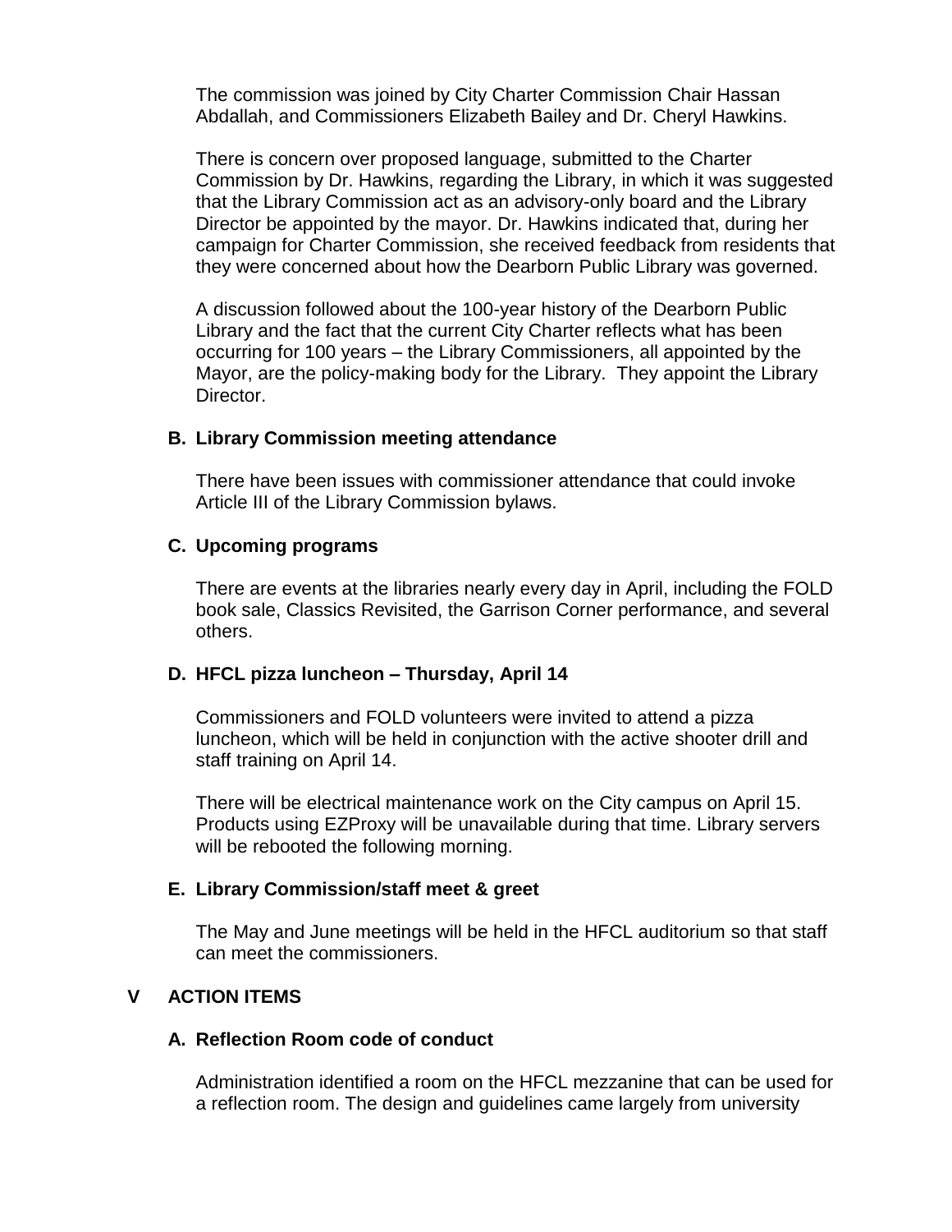The commission was joined by City Charter Commission Chair Hassan Abdallah, and Commissioners Elizabeth Bailey and Dr. Cheryl Hawkins.

There is concern over proposed language, submitted to the Charter Commission by Dr. Hawkins, regarding the Library, in which it was suggested that the Library Commission act as an advisory-only board and the Library Director be appointed by the mayor. Dr. Hawkins indicated that, during her campaign for Charter Commission, she received feedback from residents that they were concerned about how the Dearborn Public Library was governed.

A discussion followed about the 100-year history of the Dearborn Public Library and the fact that the current City Charter reflects what has been occurring for 100 years – the Library Commissioners, all appointed by the Mayor, are the policy-making body for the Library. They appoint the Library Director.

### B. Library Commission meeting attendance

There have been issues with commissioner attendance that could invoke Article III of the Library Commission bylaws.

### C. Upcoming programs

There are events at the libraries nearly every day in April, including the FOLD book sale, Classics Revisited, the Garrison Corner performance, and several others.

### D. HFCL pizza luncheon – Thursday, April 14

Commissioners and FOLD volunteers were invited to attend a pizza luncheon, which will be held in conjunction with the active shooter drill and staff training on April 14.

There will be electrical maintenance work on the City campus on April 15. Products using EZProxy will be unavailable during that time. Library servers will be rebooted the following morning.

### E. Library Commission/staff meet & greet

The May and June meetings will be held in the HFCL auditorium so that staff can meet the commissioners.

## V ACTION ITEMS

### A. Reflection Room code of conduct

Administration identified a room on the HFCL mezzanine that can be used for a reflection room. The design and guidelines came largely from university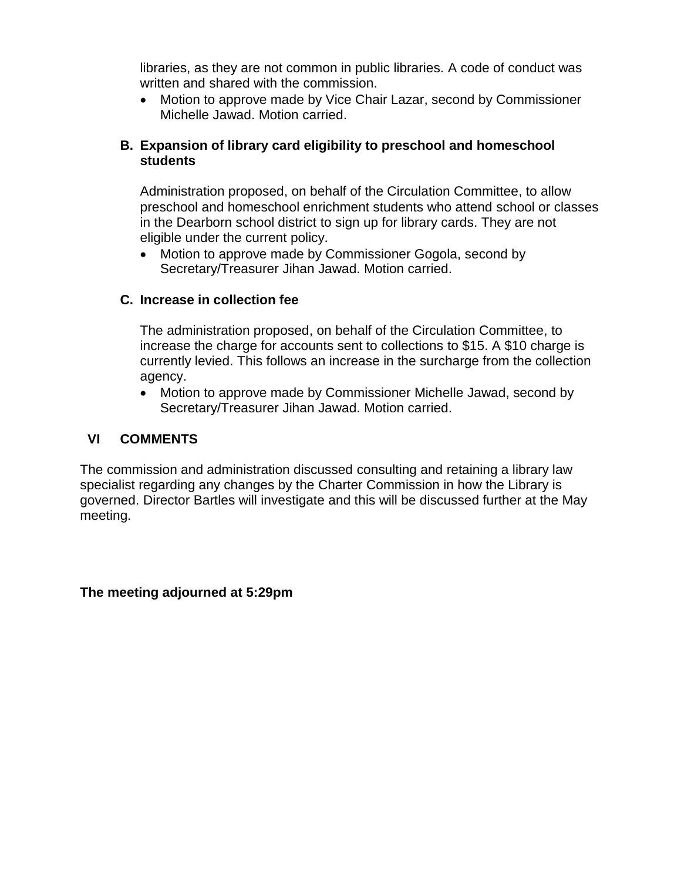libraries, as they are not common in public libraries. A code of conduct was written and shared with the commission.

- Motion to approve made by Vice Chair Lazar, second by Commissioner Michelle Jawad. Motion carried.

**B. Expansion of library card eligibility to preschool and homeschool students**

Administration proposed, on behalf of the Circulation Committee, to allow preschool and homeschool enrichment students who attend school or classes in the Dearborn school district to sign up for library cards. They are not eligible under the current policy.

- Motion to approve made by Commissioner Gogola, second by Secretary/Treasurer Jihan Jawad. Motion carried.

**C. Increase in collection fee**

The administration proposed, on behalf of the Circulation Committee, to increase the charge for accounts sent to collections to $15. A $10 charge is currently levied. This follows an increase in the surcharge from the collection agency.

- Motion to approve made by Commissioner Michelle Jawad, second by Secretary/Treasurer Jihan Jawad. Motion carried.

## VI COMMENTS

The commission and administration discussed consulting and retaining a library law specialist regarding any changes by the Charter Commission in how the Library is governed. Director Bartles will investigate and this will be discussed further at the May meeting.

**The meeting adjourned at 5:29pm**